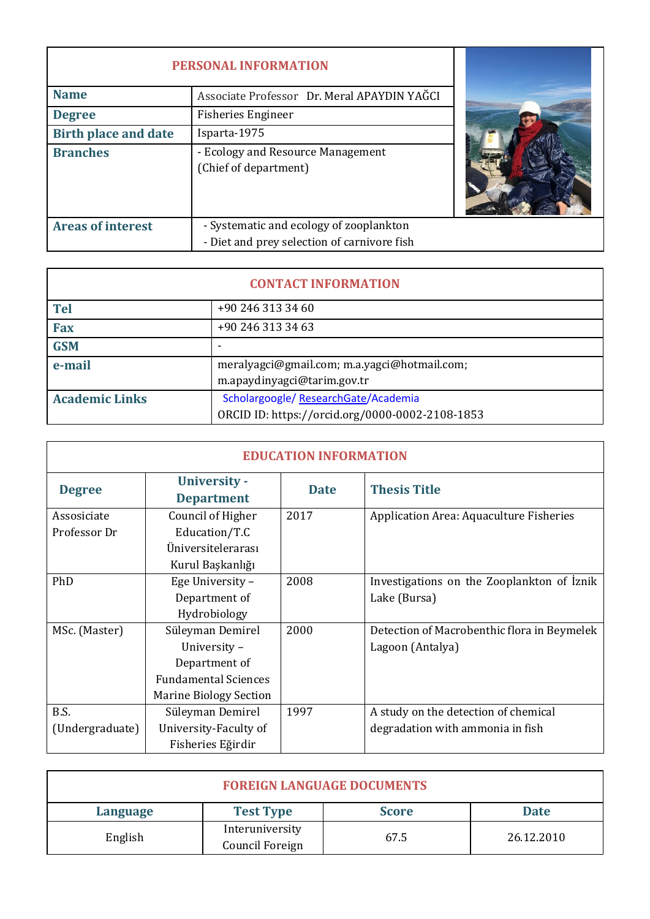## PERSONAL INFORMATION

| | |
|---|---|
| **Name** | Associate Professor Dr. Meral APAYDIN YAĞCI |
| **Degree** | Fisheries Engineer |
| **Birth place and date** | Isparta-1975 |
| **Branches** | - Ecology and Resource Management (Chief of department) |
| **Areas of interest** | - Systematic and ecology of zooplankton<br>- Diet and prey selection of carnivore fish |

## CONTACT INFORMATION

| | |
|---|---|
| **Tel** | +90 246 313 34 60 |
| **Fax** | +90 246 313 34 63 |
| **GSM** | - |
| **e-mail** | meralyagci@gmail.com; m.a.yagci@hotmail.com; m.apaydinyagci@tarim.gov.tr |
| **Academic Links** | Scholargoogle/ ResearchGate/Academia<br>ORCID ID: https://orcid.org/0000-0002-2108-1853 |

## EDUCATION INFORMATION

| Degree | University - Department | Date | Thesis Title |
|---|---|---|---|
| Assosiciate Professor Dr | Council of Higher Education/T.C Üniversitelerarası Kurul Başkanlığı | 2017 | Application Area: Aquaculture Fisheries |
| PhD | Ege University – Department of Hydrobiology | 2008 | Investigations on the Zooplankton of İznik Lake (Bursa) |
| MSc. (Master) | Süleyman Demirel University – Department of Fundamental Sciences Marine Biology Section | 2000 | Detection of Macrobenthic flora in Beymelek Lagoon (Antalya) |
| B.S. (Undergraduate) | Süleyman Demirel University-Faculty of Fisheries Eğirdir | 1997 | A study on the detection of chemical degradation with ammonia in fish |

## FOREIGN LANGUAGE DOCUMENTS

| Language | Test Type | Score | Date |
|---|---|---|---|
| English | Interuniversity Council Foreign | 67.5 | 26.12.2010 |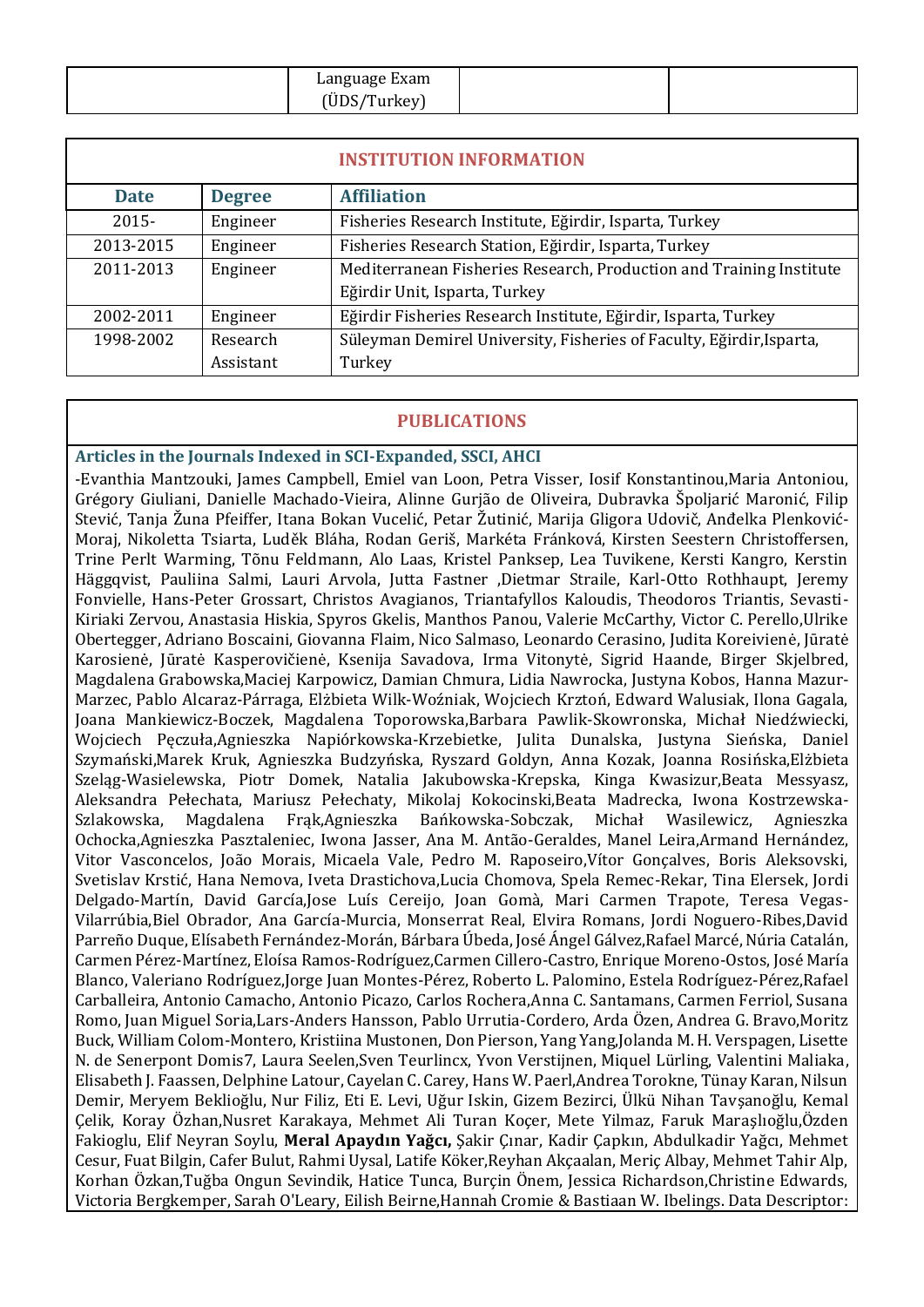| | Language Exam (ÜDS/Turkey) | | |
|---|---|---|---|

## INSTITUTION INFORMATION

| Date | Degree | Affiliation |
|---|---|---|
| 2015- | Engineer | Fisheries Research Institute, Eğirdir, Isparta, Turkey |
| 2013-2015 | Engineer | Fisheries Research Station, Eğirdir, Isparta, Turkey |
| 2011-2013 | Engineer | Mediterranean Fisheries Research, Production and Training Institute Eğirdir Unit, Isparta, Turkey |
| 2002-2011 | Engineer | Eğirdir Fisheries Research Institute, Eğirdir, Isparta, Turkey |
| 1998-2002 | Research Assistant | Süleyman Demirel University, Fisheries of Faculty, Eğirdir,Isparta, Turkey |

## PUBLICATIONS

### Articles in the Journals Indexed in SCI-Expanded, SSCI, AHCI

-Evanthia Mantzouki, James Campbell, Emiel van Loon, Petra Visser, Iosif Konstantinou,Maria Antoniou, Grégory Giuliani, Danielle Machado-Vieira, Alinne Gurjão de Oliveira, Dubravka Špoljarić Maronić, Filip Stević, Tanja Žuna Pfeiffer, Itana Bokan Vucelić, Petar Žutinić, Marija Gligora Udovič, Anđelka Plenković-Moraj, Nikoletta Tsiarta, Luděk Bláha, Rodan Geriš, Markéta Fránková, Kirsten Seestern Christoffersen, Trine Perlt Warming, Tõnu Feldmann, Alo Laas, Kristel Panksep, Lea Tuvikene, Kersti Kangro, Kerstin Häggqvist, Pauliina Salmi, Lauri Arvola, Jutta Fastner ,Dietmar Straile, Karl-Otto Rothhaupt, Jeremy Fonvielle, Hans-Peter Grossart, Christos Avagianos, Triantafyllos Kaloudis, Theodoros Triantis, Sevasti-Kiriaki Zervou, Anastasia Hiskia, Spyros Gkelis, Manthos Panou, Valerie McCarthy, Victor C. Perello,Ulrike Obertegger, Adriano Boscaini, Giovanna Flaim, Nico Salmaso, Leonardo Cerasino, Judita Koreivienė, Jūratė Karosienė, Jūratė Kasperovičienė, Ksenija Savadova, Irma Vitonytė, Sigrid Haande, Birger Skjelbred, Magdalena Grabowska,Maciej Karpowicz, Damian Chmura, Lidia Nawrocka, Justyna Kobos, Hanna Mazur-Marzec, Pablo Alcaraz-Párraga, Elżbieta Wilk-Woźniak, Wojciech Krztoń, Edward Walusiak, Ilona Gagala, Joana Mankiewicz-Boczek, Magdalena Toporowska,Barbara Pawlik-Skowronska, Michał Niedźwiecki, Wojciech Pęczuła,Agnieszka Napiórkowska-Krzebietke, Julita Dunalska, Justyna Sieńska, Daniel Szymański,Marek Kruk, Agnieszka Budzyńska, Ryszard Goldyn, Anna Kozak, Joanna Rosińska,Elżbieta Szeląg-Wasielewska, Piotr Domek, Natalia Jakubowska-Krepska, Kinga Kwasizur,Beata Messyasz, Aleksandra Pełechata, Mariusz Pełechaty, Mikolaj Kokocinski,Beata Madrecka, Iwona Kostrzewska-Szlakowska, Magdalena Frąk,Agnieszka Bańkowska-Sobczak, Michał Wasilewicz, Agnieszka Ochocka,Agnieszka Pasztaleniec, Iwona Jasser, Ana M. Antão-Geraldes, Manel Leira,Armand Hernández, Vitor Vasconcelos, João Morais, Micaela Vale, Pedro M. Raposeiro,Vítor Gonçalves, Boris Aleksovski, Svetislav Krstić, Hana Nemova, Iveta Drastichova,Lucia Chomova, Spela Remec-Rekar, Tina Elersek, Jordi Delgado-Martín, David García,Jose Luís Cereijo, Joan Gomà, Mari Carmen Trapote, Teresa Vegas-Vilarrúbia,Biel Obrador, Ana García-Murcia, Monserrat Real, Elvira Romans, Jordi Noguero-Ribes,David Parreño Duque, Elísabeth Fernández-Morán, Bárbara Úbeda, José Ángel Gálvez,Rafael Marcé, Núria Catalán, Carmen Pérez-Martínez, Eloísa Ramos-Rodríguez,Carmen Cillero-Castro, Enrique Moreno-Ostos, José María Blanco, Valeriano Rodríguez,Jorge Juan Montes-Pérez, Roberto L. Palomino, Estela Rodríguez-Pérez,Rafael Carballeira, Antonio Camacho, Antonio Picazo, Carlos Rochera,Anna C. Santamans, Carmen Ferriol, Susana Romo, Juan Miguel Soria,Lars-Anders Hansson, Pablo Urrutia-Cordero, Arda Özen, Andrea G. Bravo,Moritz Buck, William Colom-Montero, Kristiina Mustonen, Don Pierson, Yang Yang,Jolanda M. H. Verspagen, Lisette N. de Senerpont Domis7, Laura Seelen,Sven Teurlincx, Yvon Verstijnen, Miquel Lürling, Valentini Maliaka, Elisabeth J. Faassen, Delphine Latour, Cayelan C. Carey, Hans W. Paerl,Andrea Torokne, Tünay Karan, Nilsun Demir, Meryem Beklioğlu, Nur Filiz, Eti E. Levi, Uğur Iskin, Gizem Bezirci, Ülkü Nihan Tavşanoğlu, Kemal Çelik, Koray Özhan,Nusret Karakaya, Mehmet Ali Turan Koçer, Mete Yilmaz, Faruk Maraşlıoğlu,Özden Fakioglu, Elif Neyran Soylu, **Meral Apaydın Yağcı,** Şakir Çınar, Kadir Çapkın, Abdulkadir Yağcı, Mehmet Cesur, Fuat Bilgin, Cafer Bulut, Rahmi Uysal, Latife Köker,Reyhan Akçaalan, Meriç Albay, Mehmet Tahir Alp, Korhan Özkan,Tuğba Ongun Sevindik, Hatice Tunca, Burçin Önem, Jessica Richardson,Christine Edwards, Victoria Bergkemper, Sarah O'Leary, Eilish Beirne,Hannah Cromie & Bastiaan W. Ibelings. Data Descriptor: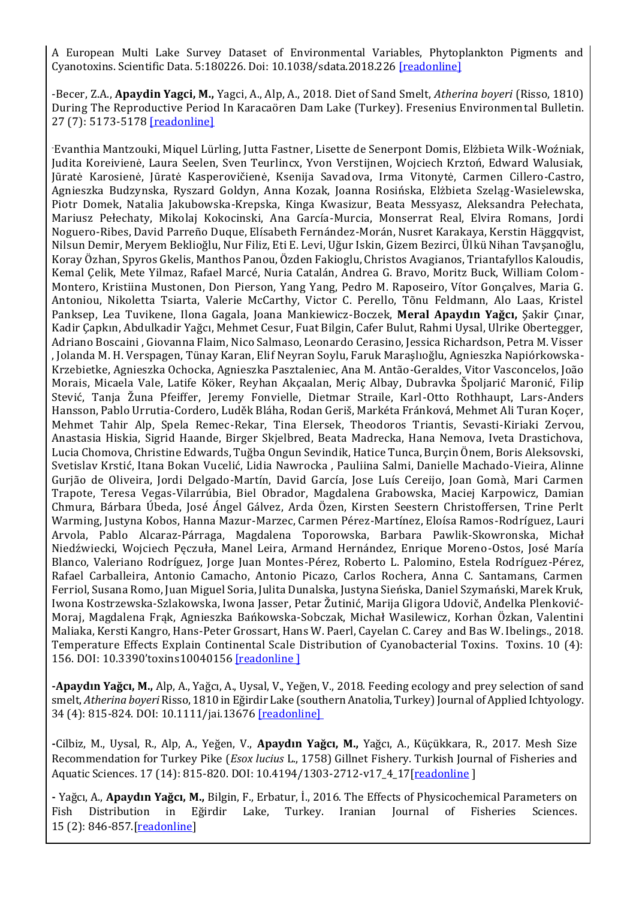A European Multi Lake Survey Dataset of Environmental Variables, Phytoplankton Pigments and Cyanotoxins. Scientific Data. 5:180226. Doi: 10.1038/sdata.2018.226 [readonline]

-Becer, Z.A., **Apaydin Yagci, M.,** Yagci, A., Alp, A., 2018. Diet of Sand Smelt, *Atherina boyeri* (Risso, 1810) During The Reproductive Period In Karacaören Dam Lake (Turkey). Fresenius Environmental Bulletin. 27 (7): 5173-5178 [readonline]

-Evanthia Mantzouki, Miquel Lürling, Jutta Fastner, Lisette de Senerpont Domis, Elżbieta Wilk-Woźniak, Judita Koreivienė, Laura Seelen, Sven Teurlincx, Yvon Verstijnen, Wojciech Krztoń, Edward Walusiak, Jūratė Karosienė, Jūratė Kasperovičienė, Ksenija Savadova, Irma Vitonytė, Carmen Cillero-Castro, Agnieszka Budzynska, Ryszard Goldyn, Anna Kozak, Joanna Rosińska, Elżbieta Szeląg-Wasielewska, Piotr Domek, Natalia Jakubowska-Krepska, Kinga Kwasizur, Beata Messyasz, Aleksandra Pełechata, Mariusz Pełechaty, Mikolaj Kokocinski, Ana García-Murcia, Monserrat Real, Elvira Romans, Jordi Noguero-Ribes, David Parreño Duque, Elísabeth Fernández-Morán, Nusret Karakaya, Kerstin Häggqvist, Nilsun Demir, Meryem Beklioğlu, Nur Filiz, Eti E. Levi, Uğur Iskin, Gizem Bezirci, Ülkü Nihan Tavşanoğlu, Koray Özhan, Spyros Gkelis, Manthos Panou, Özden Fakioglu, Christos Avagianos, Triantafyllos Kaloudis, Kemal Çelik, Mete Yilmaz, Rafael Marcé, Nuria Catalán, Andrea G. Bravo, Moritz Buck, William Colom-Montero, Kristiina Mustonen, Don Pierson, Yang Yang, Pedro M. Raposeiro, Vítor Gonçalves, Maria G. Antoniou, Nikoletta Tsiarta, Valerie McCarthy, Victor C. Perello, Tõnu Feldmann, Alo Laas, Kristel Panksep, Lea Tuvikene, Ilona Gagala, Joana Mankiewicz-Boczek, **Meral Apaydın Yağcı,** Şakir Çınar, Kadir Çapkın, Abdulkadir Yağcı, Mehmet Cesur, Fuat Bilgin, Cafer Bulut, Rahmi Uysal, Ulrike Obertegger, Adriano Boscaini , Giovanna Flaim, Nico Salmaso, Leonardo Cerasino, Jessica Richardson, Petra M. Visser , Jolanda M. H. Verspagen, Tünay Karan, Elif Neyran Soylu, Faruk Maraşlıoğlu, Agnieszka Napiórkowska-Krzebietke, Agnieszka Ochocka, Agnieszka Pasztaleniec, Ana M. Antão-Geraldes, Vitor Vasconcelos, João Morais, Micaela Vale, Latife Köker, Reyhan Akçaalan, Meriç Albay, Dubravka Špoljarić Maronić, Filip Stević, Tanja Žuna Pfeiffer, Jeremy Fonvielle, Dietmar Straile, Karl-Otto Rothhaupt, Lars-Anders Hansson, Pablo Urrutia-Cordero, Luděk Bláha, Rodan Geriš, Markéta Fránková, Mehmet Ali Turan Koçer, Mehmet Tahir Alp, Spela Remec-Rekar, Tina Elersek, Theodoros Triantis, Sevasti-Kiriaki Zervou, Anastasia Hiskia, Sigrid Haande, Birger Skjelbred, Beata Madrecka, Hana Nemova, Iveta Drastichova, Lucia Chomova, Christine Edwards, Tuğba Ongun Sevindik, Hatice Tunca, Burçin Önem, Boris Aleksovski, Svetislav Krstić, Itana Bokan Vucelić, Lidia Nawrocka , Pauliina Salmi, Danielle Machado-Vieira, Alinne Gurjão de Oliveira, Jordi Delgado-Martín, David García, Jose Luís Cereijo, Joan Gomà, Mari Carmen Trapote, Teresa Vegas-Vilarrúbia, Biel Obrador, Magdalena Grabowska, Maciej Karpowicz, Damian Chmura, Bárbara Úbeda, José Ángel Gálvez, Arda Özen, Kirsten Seestern Christoffersen, Trine Perlt Warming, Justyna Kobos, Hanna Mazur-Marzec, Carmen Pérez-Martínez, Eloísa Ramos-Rodríguez, Lauri Arvola, Pablo Alcaraz-Párraga, Magdalena Toporowska, Barbara Pawlik-Skowronska, Michał Niedźwiecki, Wojciech Pęczuła, Manel Leira, Armand Hernández, Enrique Moreno-Ostos, José María Blanco, Valeriano Rodríguez, Jorge Juan Montes-Pérez, Roberto L. Palomino, Estela Rodríguez-Pérez, Rafael Carballeira, Antonio Camacho, Antonio Picazo, Carlos Rochera, Anna C. Santamans, Carmen Ferriol, Susana Romo, Juan Miguel Soria, Julita Dunalska, Justyna Sieńska, Daniel Szymański, Marek Kruk, Iwona Kostrzewska-Szlakowska, Iwona Jasser, Petar Žutinić, Marija Gligora Udovič, Anđelka Plenković-Moraj, Magdalena Frąk, Agnieszka Bańkowska-Sobczak, Michał Wasilewicz, Korhan Özkan, Valentini Maliaka, Kersti Kangro, Hans-Peter Grossart, Hans W. Paerl, Cayelan C. Carey and Bas W. Ibelings., 2018. Temperature Effects Explain Continental Scale Distribution of Cyanobacterial Toxins. Toxins. 10 (4): 156. DOI: 10.3390'toxins10040156 [readonline ]

**-Apaydın Yağcı, M.,** Alp, A., Yağcı, A., Uysal, V., Yeğen, V., 2018. Feeding ecology and prey selection of sand smelt, *Atherina boyeri* Risso, 1810 in Eğirdir Lake (southern Anatolia, Turkey) Journal of Applied Ichtyology. 34 (4): 815-824. DOI: 10.1111/jai.13676 [readonline]

**-**Cilbiz, M., Uysal, R., Alp, A., Yeğen, V., **Apaydın Yağcı, M.,** Yağcı, A., Küçükkara, R., 2017. Mesh Size Recommendation for Turkey Pike (*Esox lucius* L., 1758) Gillnet Fishery. Turkish Journal of Fisheries and Aquatic Sciences. 17 (14): 815-820. DOI: 10.4194/1303-2712-v17_4_17[readonline ]

**-** Yağcı, A., **Apaydın Yağcı, M.,** Bilgin, F., Erbatur, İ., 2016. The Effects of Physicochemical Parameters on Fish Distribution in Eğirdir Lake, Turkey. Iranian Journal of Fisheries Sciences. 15 (2): 846-857.[readonline]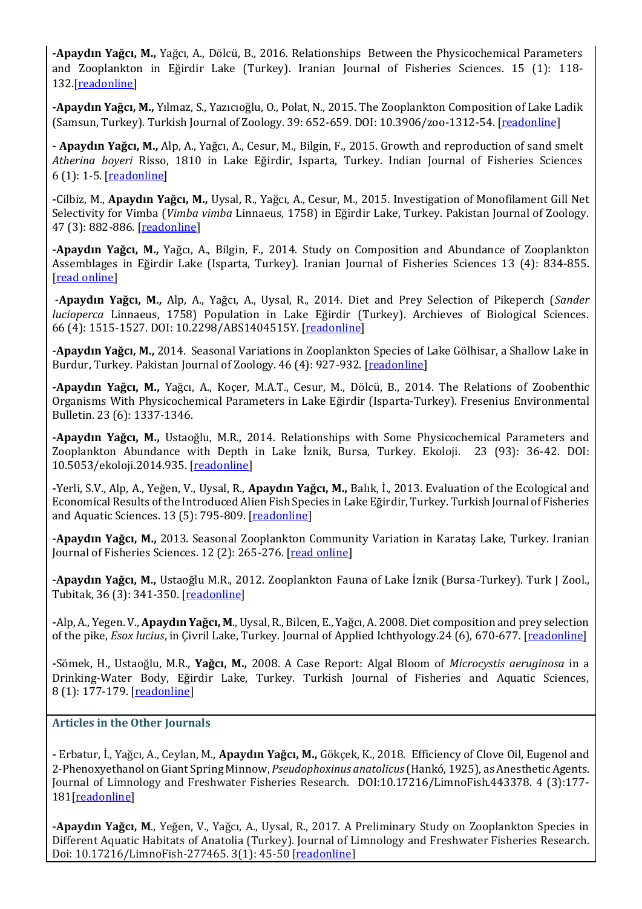**-Apaydın Yağcı, M.,** Yağcı, A., Dölcü, B., 2016. Relationships Between the Physicochemical Parameters and Zooplankton in Eğirdir Lake (Turkey). Iranian Journal of Fisheries Sciences. 15 (1): 118-132.[readonline]

**-Apaydın Yağcı, M.,** Yılmaz, S., Yazıcıoğlu, O., Polat, N., 2015. The Zooplankton Composition of Lake Ladik (Samsun, Turkey). Turkish Journal of Zoology. 39: 652-659. DOI: 10.3906/zoo-1312-54. [readonline]

**- Apaydın Yağcı, M.,** Alp, A., Yağcı, A., Cesur, M., Bilgin, F., 2015. Growth and reproduction of sand smelt *Atherina boyeri* Risso, 1810 in Lake Eğirdir, Isparta, Turkey. Indian Journal of Fisheries Sciences 6 (1): 1-5. [readonline]

**-**Cilbiz, M., **Apaydın Yağcı, M.,** Uysal, R., Yağcı, A., Cesur, M., 2015. Investigation of Monofilament Gill Net Selectivity for Vimba (*Vimba vimba* Linnaeus, 1758) in Eğirdir Lake, Turkey. Pakistan Journal of Zoology. 47 (3): 882-886. [readonline]

**-Apaydın Yağcı, M.,** Yağcı, A., Bilgin, F., 2014. Study on Composition and Abundance of Zooplankton Assemblages in Eğirdir Lake (Isparta, Turkey). Iranian Journal of Fisheries Sciences 13 (4): 834-855. [read online]

**-Apaydın Yağcı, M.,** Alp, A., Yağcı, A., Uysal, R., 2014. Diet and Prey Selection of Pikeperch (*Sander lucioperca* Linnaeus, 1758) Population in Lake Eğirdir (Turkey). Archieves of Biological Sciences. 66 (4): 1515-1527. DOI: 10.2298/ABS1404515Y. [readonline]

**-Apaydın Yağcı, M.,** 2014. Seasonal Variations in Zooplankton Species of Lake Gölhisar, a Shallow Lake in Burdur, Turkey. Pakistan Journal of Zoology. 46 (4): 927-932. [readonline]

**-Apaydın Yağcı, M.,** Yağcı, A., Koçer, M.A.T., Cesur, M., Dölcü, B., 2014. The Relations of Zoobenthic Organisms With Physicochemical Parameters in Lake Eğirdir (Isparta-Turkey). Fresenius Environmental Bulletin. 23 (6): 1337-1346.

**-Apaydın Yağcı, M.,** Ustaoğlu, M.R., 2014. Relationships with Some Physicochemical Parameters and Zooplankton Abundance with Depth in Lake İznik, Bursa, Turkey. Ekoloji. 23 (93): 36-42. DOI: 10.5053/ekoloji.2014.935. [readonline]

**-**Yerli, S.V., Alp, A., Yeğen, V., Uysal, R., **Apaydın Yağcı, M.,** Balık, İ., 2013. Evaluation of the Ecological and Economical Results of the Introduced Alien Fish Species in Lake Eğirdir, Turkey. Turkish Journal of Fisheries and Aquatic Sciences. 13 (5): 795-809. [readonline]

**-Apaydın Yağcı, M.,** 2013. Seasonal Zooplankton Community Variation in Karataş Lake, Turkey. Iranian Journal of Fisheries Sciences. 12 (2): 265-276. [read online]

**-Apaydın Yağcı, M.,** Ustaoğlu M.R., 2012. Zooplankton Fauna of Lake İznik (Bursa-Turkey). Turk J Zool., Tubitak, 36 (3): 341-350. [readonline]

**-**Alp, A., Yegen. V., **Apaydın Yağcı, M.**, Uysal, R., Bilcen, E., Yağcı, A. 2008. Diet composition and prey selection of the pike, *Esox lucius*, in Çivril Lake, Turkey. Journal of Applied Ichthyology.24 (6), 670-677. [readonline]

**-**Sömek, H., Ustaoğlu, M.R., **Yağcı, M.,** 2008. A Case Report: Algal Bloom of *Microcystis aeruginosa* in a Drinking-Water Body, Eğirdir Lake, Turkey. Turkish Journal of Fisheries and Aquatic Sciences, 8 (1): 177-179. [readonline]

### Articles in the Other Journals

**-** Erbatur, İ., Yağcı, A., Ceylan, M., **Apaydın Yağcı, M.,** Gökçek, K., 2018. Efficiency of Clove Oil, Eugenol and 2-Phenoxyethanol on Giant Spring Minnow, *Pseudophoxinus anatolicus* (Hankó, 1925), as Anesthetic Agents. Journal of Limnology and Freshwater Fisheries Research. DOI:10.17216/LimnoFish.443378. 4 (3):177-181[readonline]

**-Apaydın Yağcı, M**., Yeğen, V., Yağcı, A., Uysal, R., 2017. A Preliminary Study on Zooplankton Species in Different Aquatic Habitats of Anatolia (Turkey). Journal of Limnology and Freshwater Fisheries Research. Doi: 10.17216/LimnoFish-277465. 3(1): 45-50 [readonline]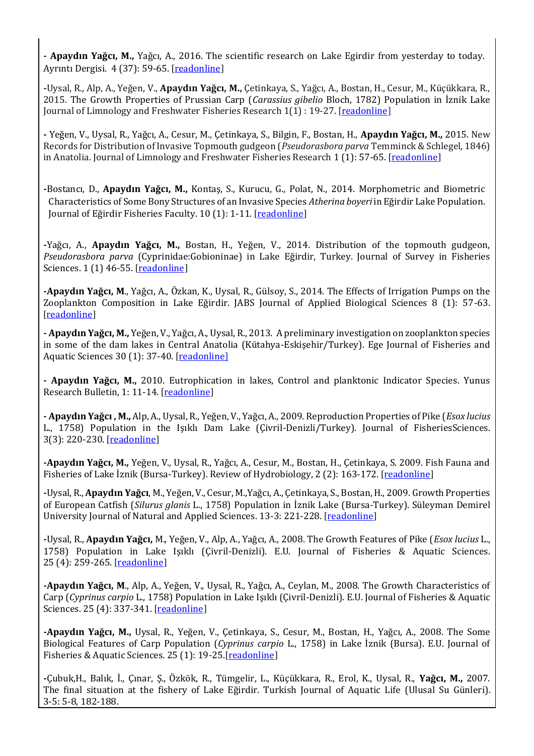- **Apaydın Yağcı, M.,** Yağcı, A., 2016. The scientific research on Lake Egirdir from yesterday to today. Ayrıntı Dergisi. 4 (37): 59-65. [readonline]

-Uysal, R., Alp, A., Yeğen, V., **Apaydın Yağcı, M.,** Çetinkaya, S., Yağcı, A., Bostan, H., Cesur, M., Küçükkara, R., 2015. The Growth Properties of Prussian Carp (*Carassius gibelio* Bloch, 1782) Population in İznik Lake Journal of Limnology and Freshwater Fisheries Research 1(1) : 19-27. [readonline]

- Yeğen, V., Uysal, R., Yağcı, A., Cesur, M., Çetinkaya, S., Bilgin, F., Bostan, H., **Apaydın Yağcı, M.,** 2015. New Records for Distribution of Invasive Topmouth gudgeon (*Pseudorasbora parva* Temminck & Schlegel, 1846) in Anatolia. Journal of Limnology and Freshwater Fisheries Research 1 (1): 57-65. [readonline]

-Bostancı, D., **Apaydın Yağcı, M.,** Kontaş, S., Kurucu, G., Polat, N., 2014. Morphometric and Biometric Characteristics of Some Bony Structures of an Invasive Species *Atherina boyeri* in Eğirdir Lake Population. Journal of Eğirdir Fisheries Faculty. 10 (1): 1-11. [readonline]

-Yağcı, A., **Apaydın Yağcı, M.,** Bostan, H., Yeğen, V., 2014. Distribution of the topmouth gudgeon, *Pseudorasbora parva* (Cyprinidae:Gobioninae) in Lake Eğirdir, Turkey. Journal of Survey in Fisheries Sciences. 1 (1) 46-55. [readonline]

-**Apaydın Yağcı, M**., Yağcı, A., Özkan, K., Uysal, R., Gülsoy, S., 2014. The Effects of Irrigation Pumps on the Zooplankton Composition in Lake Eğirdir. JABS Journal of Applied Biological Sciences 8 (1): 57-63. [readonline]

- **Apaydın Yağcı, M.,** Yeğen, V., Yağcı, A., Uysal, R., 2013. A preliminary investigation on zooplankton species in some of the dam lakes in Central Anatolia (Kütahya-Eskişehir/Turkey). Ege Journal of Fisheries and Aquatic Sciences 30 (1): 37-40. [readonline]

- **Apaydın Yağcı, M.,** 2010. Eutrophication in lakes, Control and planktonic Indicator Species. Yunus Research Bulletin, 1: 11-14. [readonline]

- **Apaydın Yağcı , M.,** Alp, A., Uysal, R., Yeğen, V., Yağcı, A., 2009. Reproduction Properties of Pike (*Esox lucius* L., 1758) Population in the Işıklı Dam Lake (Çivril-Denizli/Turkey). Journal of FisheriesSciences. 3(3): 220-230. [readonline]

-**Apaydın Yağcı, M.,** Yeğen, V., Uysal, R., Yağcı, A., Cesur, M., Bostan, H., Çetinkaya, S. 2009. Fish Fauna and Fisheries of Lake İznik (Bursa-Turkey). Review of Hydrobiology, 2 (2): 163-172. [readonline]

-Uysal, R., **Apaydın Yağcı**, M., Yeğen, V., Cesur, M.,Yağcı, A., Çetinkaya, S., Bostan, H., 2009. Growth Properties of European Catfish (*Silurus glanis* L., 1758) Population in İznik Lake (Bursa-Turkey). Süleyman Demirel University Journal of Natural and Applied Sciences. 13-3: 221-228. [readonline]

-Uysal, R., **Apaydın Yağcı,** M., Yeğen, V., Alp, A., Yağcı, A., 2008. The Growth Features of Pike (*Esox lucius* L., 1758) Population in Lake Işıklı (Çivril-Denizli). E.U. Journal of Fisheries & Aquatic Sciences. 25 (4): 259-265. [readonline]

-**Apaydın Yağcı, M**., Alp, A., Yeğen, V., Uysal, R., Yağcı, A., Ceylan, M., 2008. The Growth Characteristics of Carp (*Cyprinus carpio* L., 1758) Population in Lake Işıklı (Çivril-Denizli). E.U. Journal of Fisheries & Aquatic Sciences. 25 (4): 337-341. [readonline]

-**Apaydın Yağcı, M.,** Uysal, R., Yeğen, V., Çetinkaya, S., Cesur, M., Bostan, H., Yağcı, A., 2008. The Some Biological Features of Carp Population (*Cyprinus carpio* L., 1758) in Lake İznik (Bursa). E.U. Journal of Fisheries & Aquatic Sciences. 25 (1): 19-25.[readonline]

-Çubuk,H., Balık, İ., Çınar, Ş., Özkök, R., Tümgelir, L., Küçükkara, R., Erol, K., Uysal, R., **Yağcı, M.,** 2007. The final situation at the fishery of Lake Eğirdir. Turkish Journal of Aquatic Life (Ulusal Su Günleri). 3-5: 5-8, 182-188.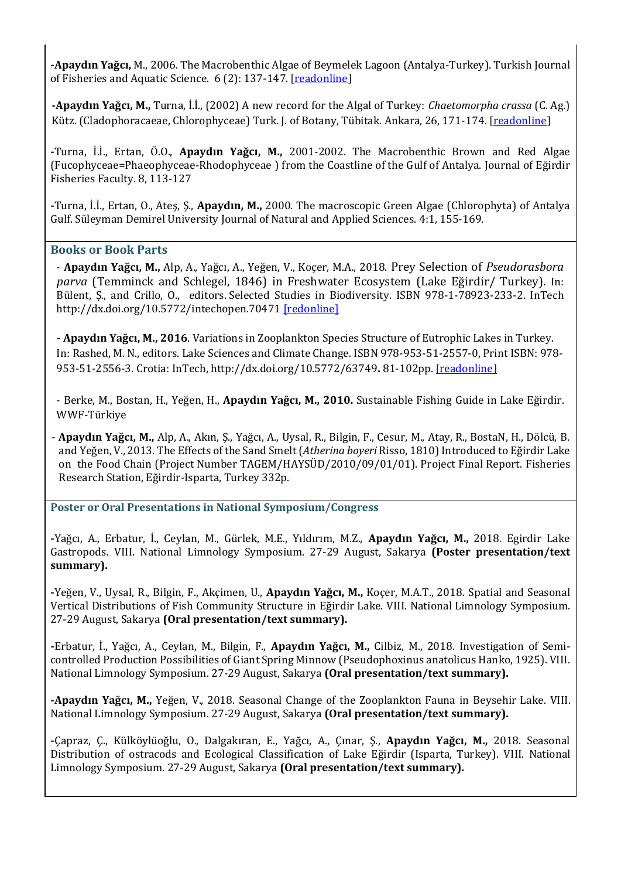-**Apaydın Yağcı,** M., 2006. The Macrobenthic Algae of Beymelek Lagoon (Antalya-Turkey). Turkish Journal of Fisheries and Aquatic Science. 6 (2): 137-147. [readonline]

-**Apaydın Yağcı, M.,** Turna, İ.İ., (2002) A new record for the Algal of Turkey: *Chaetomorpha crassa* (C. Ag.) Kütz. (Cladophoracaeae, Chlorophyceae) Turk. J. of Botany, Tübitak. Ankara, 26, 171-174. [readonline]

-Turna, İ.İ., Ertan, Ö.O., **Apaydın Yağcı, M.,** 2001-2002. The Macrobenthic Brown and Red Algae (Fucophyceae=Phaeophyceae-Rhodophyceae ) from the Coastline of the Gulf of Antalya. Journal of Eğirdir Fisheries Faculty. 8, 113-127

-Turna, İ.İ., Ertan, O., Ateş, Ş., **Apaydın, M.,** 2000. The macroscopic Green Algae (Chlorophyta) of Antalya Gulf. Süleyman Demirel University Journal of Natural and Applied Sciences. 4:1, 155-169.

## Books or Book Parts

- **Apaydın Yağcı, M.,** Alp, A., Yağcı, A., Yeğen, V., Koçer, M.A., 2018. Prey Selection of *Pseudorasbora parva* (Temminck and Schlegel, 1846) in Freshwater Ecosystem (Lake Eğirdir/ Turkey). In: Bülent, Ş., and Crillo, O., editors. Selected Studies in Biodiversity. ISBN 978-1-78923-233-2. InTech http://dx.doi.org/10.5772/intechopen.70471 [redonline]

- **Apaydın Yağcı, M., 2016**. Variations in Zooplankton Species Structure of Eutrophic Lakes in Turkey. In: Rashed, M. N., editors. Lake Sciences and Climate Change. ISBN 978-953-51-2557-0, Print ISBN: 978-953-51-2556-3. Crotia: InTech, http://dx.doi.org/10.5772/63749**.** 81-102pp. [readonline]

- Berke, M., Bostan, H., Yeğen, H., **Apaydın Yağcı, M., 2010.** Sustainable Fishing Guide in Lake Eğirdir. WWF-Türkiye

- **Apaydın Yağcı, M.,** Alp, A., Akın, Ş., Yağcı, A., Uysal, R., Bilgin, F., Cesur, M., Atay, R., BostaN, H., Dölcü, B. and Yeğen, V., 2013. The Effects of the Sand Smelt (*Atherina boyeri* Risso, 1810) Introduced to Eğirdir Lake on the Food Chain (Project Number TAGEM/HAYSÜD/2010/09/01/01). Project Final Report. Fisheries Research Station, Eğirdir-Isparta, Turkey 332p.

## Poster or Oral Presentations in National Symposium/Congress

-Yağcı, A., Erbatur, İ., Ceylan, M., Gürlek, M.E., Yıldırım, M.Z., **Apaydın Yağcı, M.,** 2018. Egirdir Lake Gastropods. VIII. National Limnology Symposium. 27-29 August, Sakarya **(Poster presentation/text summary).**

-Yeğen, V., Uysal, R., Bilgin, F., Akçimen, U., **Apaydın Yağcı, M.,** Koçer, M.A.T., 2018. Spatial and Seasonal Vertical Distributions of Fish Community Structure in Eğirdir Lake. VIII. National Limnology Symposium. 27-29 August, Sakarya **(Oral presentation/text summary).**

-Erbatur, İ., Yağcı, A., Ceylan, M., Bilgin, F., **Apaydın Yağcı, M.,** Cilbiz, M., 2018. Investigation of Semi-controlled Production Possibilities of Giant Spring Minnow (Pseudophoxinus anatolicus Hanko, 1925). VIII. National Limnology Symposium. 27-29 August, Sakarya **(Oral presentation/text summary).**

-**Apaydın Yağcı, M.,** Yeğen, V., 2018. Seasonal Change of the Zooplankton Fauna in Beysehir Lake. VIII. National Limnology Symposium. 27-29 August, Sakarya **(Oral presentation/text summary).**

-Çapraz, Ç., Külköylüoğlu, O., Dalgakıran, E., Yağcı, A., Çınar, Ş., **Apaydın Yağcı, M.,** 2018. Seasonal Distribution of ostracods and Ecological Classification of Lake Eğirdir (Isparta, Turkey). VIII. National Limnology Symposium. 27-29 August, Sakarya **(Oral presentation/text summary).**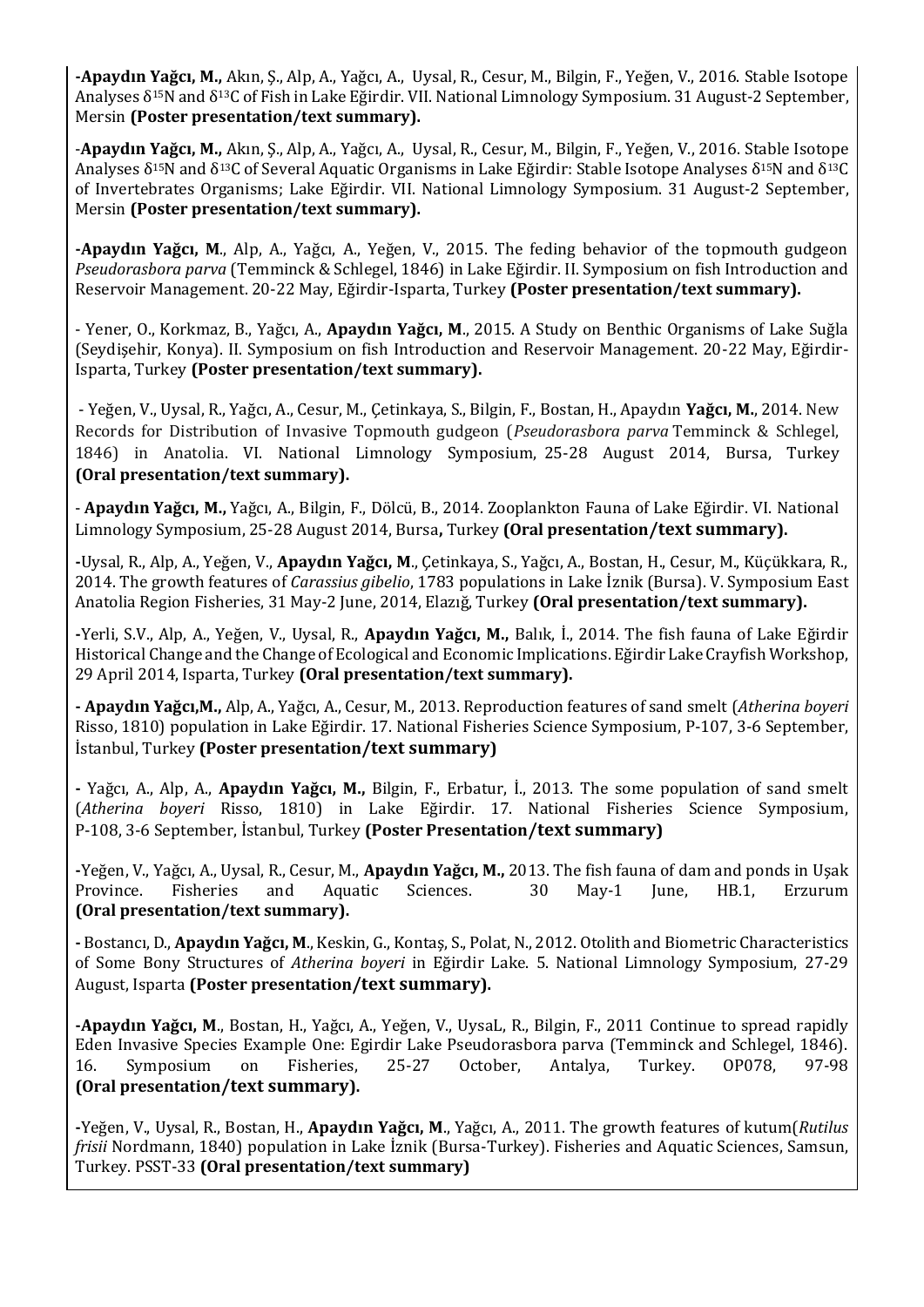-**Apaydın Yağcı, M.,** Akın, Ş., Alp, A., Yağcı, A., Uysal, R., Cesur, M., Bilgin, F., Yeğen, V., 2016. Stable Isotope Analyses $\delta^{15}N$ and $\delta^{13}C$ of Fish in Lake Eğirdir. VII. National Limnology Symposium. 31 August-2 September, Mersin **(Poster presentation/text summary).**

-**Apaydın Yağcı, M.,** Akın, Ş., Alp, A., Yağcı, A., Uysal, R., Cesur, M., Bilgin, F., Yeğen, V., 2016. Stable Isotope Analyses $\delta^{15}N$ and $\delta^{13}C$ of Several Aquatic Organisms in Lake Eğirdir: Stable Isotope Analyses $\delta^{15}N$ and $\delta^{13}C$ of Invertebrates Organisms; Lake Eğirdir. VII. National Limnology Symposium. 31 August-2 September, Mersin **(Poster presentation/text summary).**

-**Apaydın Yağcı, M**., Alp, A., Yağcı, A., Yeğen, V., 2015. The feding behavior of the topmouth gudgeon *Pseudorasbora parva* (Temminck & Schlegel, 1846) in Lake Eğirdir. II. Symposium on fish Introduction and Reservoir Management. 20-22 May, Eğirdir-Isparta, Turkey **(Poster presentation/text summary).**

- Yener, O., Korkmaz, B., Yağcı, A., **Apaydın Yağcı, M**., 2015. A Study on Benthic Organisms of Lake Suğla (Seydişehir, Konya). II. Symposium on fish Introduction and Reservoir Management. 20-22 May, Eğirdir-Isparta, Turkey **(Poster presentation/text summary).**

- Yeğen, V., Uysal, R., Yağcı, A., Cesur, M., Çetinkaya, S., Bilgin, F., Bostan, H., Apaydın **Yağcı, M.**, 2014. New Records for Distribution of Invasive Topmouth gudgeon (*Pseudorasbora parva* Temminck & Schlegel, 1846) in Anatolia. VI. National Limnology Symposium, 25-28 August 2014, Bursa, Turkey **(Oral presentation/text summary).**

- **Apaydın Yağcı, M.,** Yağcı, A., Bilgin, F., Dölcü, B., 2014. Zooplankton Fauna of Lake Eğirdir. VI. National Limnology Symposium, 25-28 August 2014, Bursa**,** Turkey **(Oral presentation/text summary).**

-Uysal, R., Alp, A., Yeğen, V., **Apaydın Yağcı, M**., Çetinkaya, S., Yağcı, A., Bostan, H., Cesur, M., Küçükkara, R., 2014. The growth features of *Carassius gibelio*, 1783 populations in Lake İznik (Bursa). V. Symposium East Anatolia Region Fisheries, 31 May-2 June, 2014, Elazığ, Turkey **(Oral presentation/text summary).**

-Yerli, S.V., Alp, A., Yeğen, V., Uysal, R., **Apaydın Yağcı, M.,** Balık, İ., 2014. The fish fauna of Lake Eğirdir Historical Change and the Change of Ecological and Economic Implications. Eğirdir Lake Crayfish Workshop, 29 April 2014, Isparta, Turkey **(Oral presentation/text summary).**

- **Apaydın Yağcı,M.,** Alp, A., Yağcı, A., Cesur, M., 2013. Reproduction features of sand smelt (*Atherina boyeri* Risso, 1810) population in Lake Eğirdir. 17. National Fisheries Science Symposium, P-107, 3-6 September, İstanbul, Turkey **(Poster presentation/text summary)**

- Yağcı, A., Alp, A., **Apaydın Yağcı, M.,** Bilgin, F., Erbatur, İ., 2013. The some population of sand smelt (*Atherina boyeri* Risso, 1810) in Lake Eğirdir. 17. National Fisheries Science Symposium, P-108, 3-6 September, İstanbul, Turkey **(Poster Presentation/text summary)**

-Yeğen, V., Yağcı, A., Uysal, R., Cesur, M., **Apaydın Yağcı, M.,** 2013. The fish fauna of dam and ponds in Uşak Province. Fisheries and Aquatic Sciences. 30 May-1 June, HB.1, Erzurum **(Oral presentation/text summary).**

- Bostancı, D., **Apaydın Yağcı, M**., Keskin, G., Kontaş, S., Polat, N., 2012. Otolith and Biometric Characteristics of Some Bony Structures of *Atherina boyeri* in Eğirdir Lake. 5. National Limnology Symposium, 27-29 August, Isparta **(Poster presentation/text summary).**

-**Apaydın Yağcı, M**., Bostan, H., Yağcı, A., Yeğen, V., UysaL, R., Bilgin, F., 2011 Continue to spread rapidly Eden Invasive Species Example One: Egirdir Lake Pseudorasbora parva (Temminck and Schlegel, 1846). 16. Symposium on Fisheries, 25-27 October, Antalya, Turkey. OP078, 97-98 **(Oral presentation/text summary).**

-Yeğen, V., Uysal, R., Bostan, H., **Apaydın Yağcı, M**., Yağcı, A., 2011. The growth features of kutum(*Rutilus frisii* Nordmann, 1840) population in Lake İznik (Bursa-Turkey). Fisheries and Aquatic Sciences, Samsun, Turkey. PSST-33 **(Oral presentation/text summary)**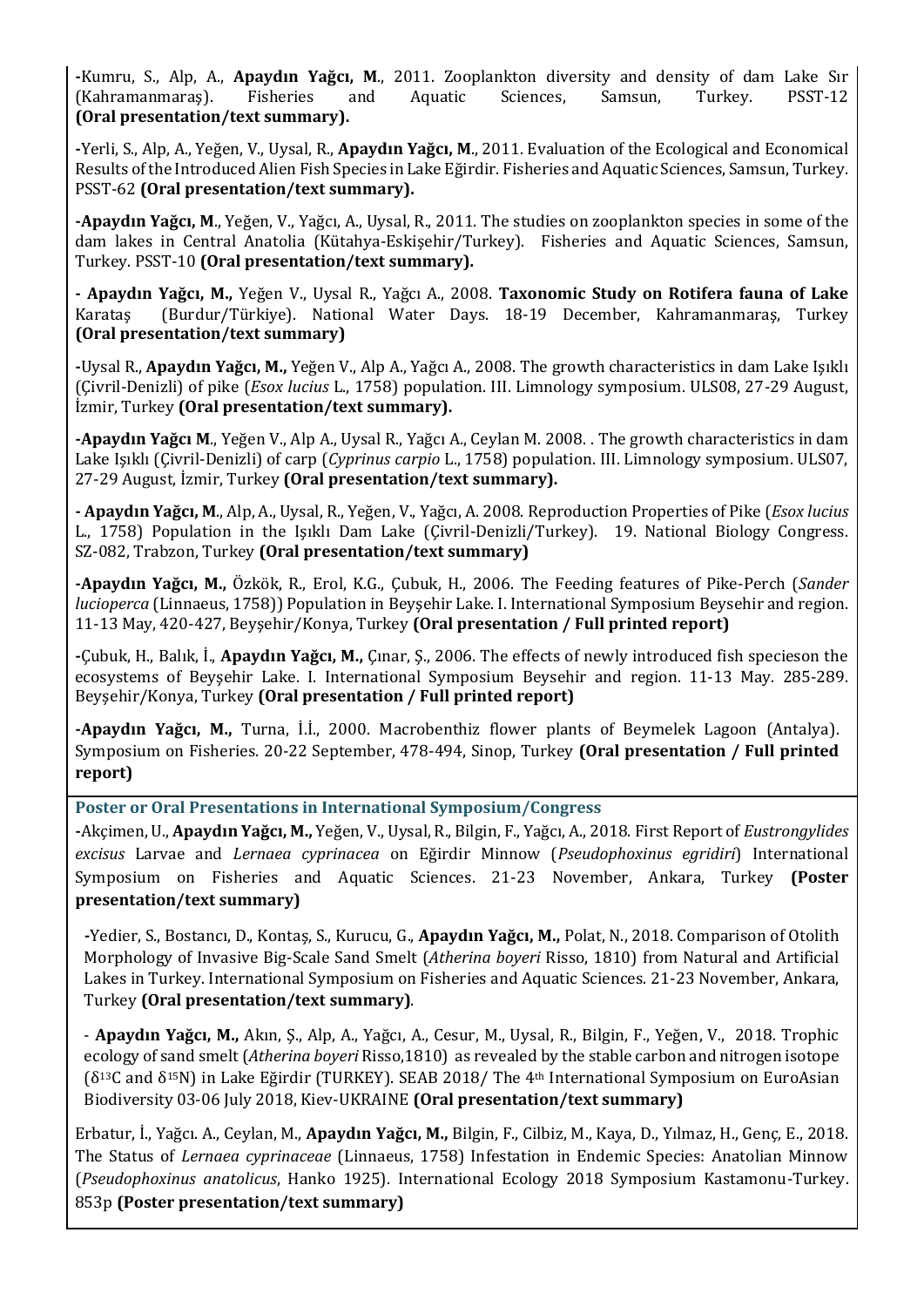-Kumru, S., Alp, A., **Apaydın Yağcı, M**., 2011. Zooplankton diversity and density of dam Lake Sır (Kahramanmaraş). Fisheries and Aquatic Sciences, Samsun, Turkey. PSST-12 **(Oral presentation/text summary).**

-Yerli, S., Alp, A., Yeğen, V., Uysal, R., **Apaydın Yağcı, M**., 2011. Evaluation of the Ecological and Economical Results of the Introduced Alien Fish Species in Lake Eğirdir. Fisheries and Aquatic Sciences, Samsun, Turkey. PSST-62 **(Oral presentation/text summary).**

-**Apaydın Yağcı, M**., Yeğen, V., Yağcı, A., Uysal, R., 2011. The studies on zooplankton species in some of the dam lakes in Central Anatolia (Kütahya-Eskişehir/Turkey). Fisheries and Aquatic Sciences, Samsun, Turkey. PSST-10 **(Oral presentation/text summary).**

- **Apaydın Yağcı, M.,** Yeğen V., Uysal R., Yağcı A., 2008. **Taxonomic Study on Rotifera fauna of Lake** Karataş (Burdur/Türkiye). National Water Days. 18-19 December, Kahramanmaraş, Turkey **(Oral presentation/text summary)**

-Uysal R., **Apaydın Yağcı, M.,** Yeğen V., Alp A., Yağcı A., 2008. The growth characteristics in dam Lake Işıklı (Çivril-Denizli) of pike (*Esox lucius* L., 1758) population. III. Limnology symposium. ULS08, 27-29 August, İzmir, Turkey **(Oral presentation/text summary).**

-**Apaydın Yağcı M**., Yeğen V., Alp A., Uysal R., Yağcı A., Ceylan M. 2008. . The growth characteristics in dam Lake Işıklı (Çivril-Denizli) of carp (*Cyprinus carpio* L., 1758) population. III. Limnology symposium. ULS07, 27-29 August, İzmir, Turkey **(Oral presentation/text summary).**

- **Apaydın Yağcı, M**., Alp, A., Uysal, R., Yeğen, V., Yağcı, A. 2008. Reproduction Properties of Pike (*Esox lucius* L., 1758) Population in the Işıklı Dam Lake (Çivril-Denizli/Turkey). 19. National Biology Congress. SZ-082, Trabzon, Turkey **(Oral presentation/text summary)**

-**Apaydın Yağcı, M.,** Özkök, R., Erol, K.G., Çubuk, H., 2006. The Feeding features of Pike-Perch (*Sander lucioperca* (Linnaeus, 1758)) Population in Beyşehir Lake. I. International Symposium Beysehir and region. 11-13 May, 420-427, Beyşehir/Konya, Turkey **(Oral presentation / Full printed report)**

-Çubuk, H., Balık, İ., **Apaydın Yağcı, M.,** Çınar, Ş., 2006. The effects of newly introduced fish specieson the ecosystems of Beyşehir Lake. I. International Symposium Beysehir and region. 11-13 May. 285-289. Beyşehir/Konya, Turkey **(Oral presentation / Full printed report)**

-**Apaydın Yağcı, M.,** Turna, İ.İ., 2000. Macrobenthiz flower plants of Beymelek Lagoon (Antalya). Symposium on Fisheries. 20-22 September, 478-494, Sinop, Turkey **(Oral presentation / Full printed report)**

## Poster or Oral Presentations in International Symposium/Congress

-Akçimen, U., **Apaydın Yağcı, M.,** Yeğen, V., Uysal, R., Bilgin, F., Yağcı, A., 2018. First Report of *Eustrongylides excisus* Larvae and *Lernaea cyprinacea* on Eğirdir Minnow (*Pseudophoxinus egridiri*) International Symposium on Fisheries and Aquatic Sciences. 21-23 November, Ankara, Turkey **(Poster presentation/text summary)**

-Yedier, S., Bostancı, D., Kontaş, S., Kurucu, G., **Apaydın Yağcı, M.,** Polat, N., 2018. Comparison of Otolith Morphology of Invasive Big-Scale Sand Smelt (*Atherina boyeri* Risso, 1810) from Natural and Artificial Lakes in Turkey. International Symposium on Fisheries and Aquatic Sciences. 21-23 November, Ankara, Turkey **(Oral presentation/text summary)**.

- **Apaydın Yağcı, M.,** Akın, Ş., Alp, A., Yağcı, A., Cesur, M., Uysal, R., Bilgin, F., Yeğen, V., 2018. Trophic ecology of sand smelt (*Atherina boyeri* Risso,1810) as revealed by the stable carbon and nitrogen isotope ($\delta^{13}C$ and $\delta^{15}N$) in Lake Eğirdir (TURKEY). SEAB 2018/ The 4th International Symposium on EuroAsian Biodiversity 03-06 July 2018, Kiev-UKRAINE **(Oral presentation/text summary)**

Erbatur, İ., Yağcı. A., Ceylan, M., **Apaydın Yağcı, M.,** Bilgin, F., Cilbiz, M., Kaya, D., Yılmaz, H., Genç, E., 2018. The Status of *Lernaea cyprinaceae* (Linnaeus, 1758) Infestation in Endemic Species: Anatolian Minnow (*Pseudophoxinus anatolicus*, Hanko 1925). International Ecology 2018 Symposium Kastamonu-Turkey. 853p **(Poster presentation/text summary)**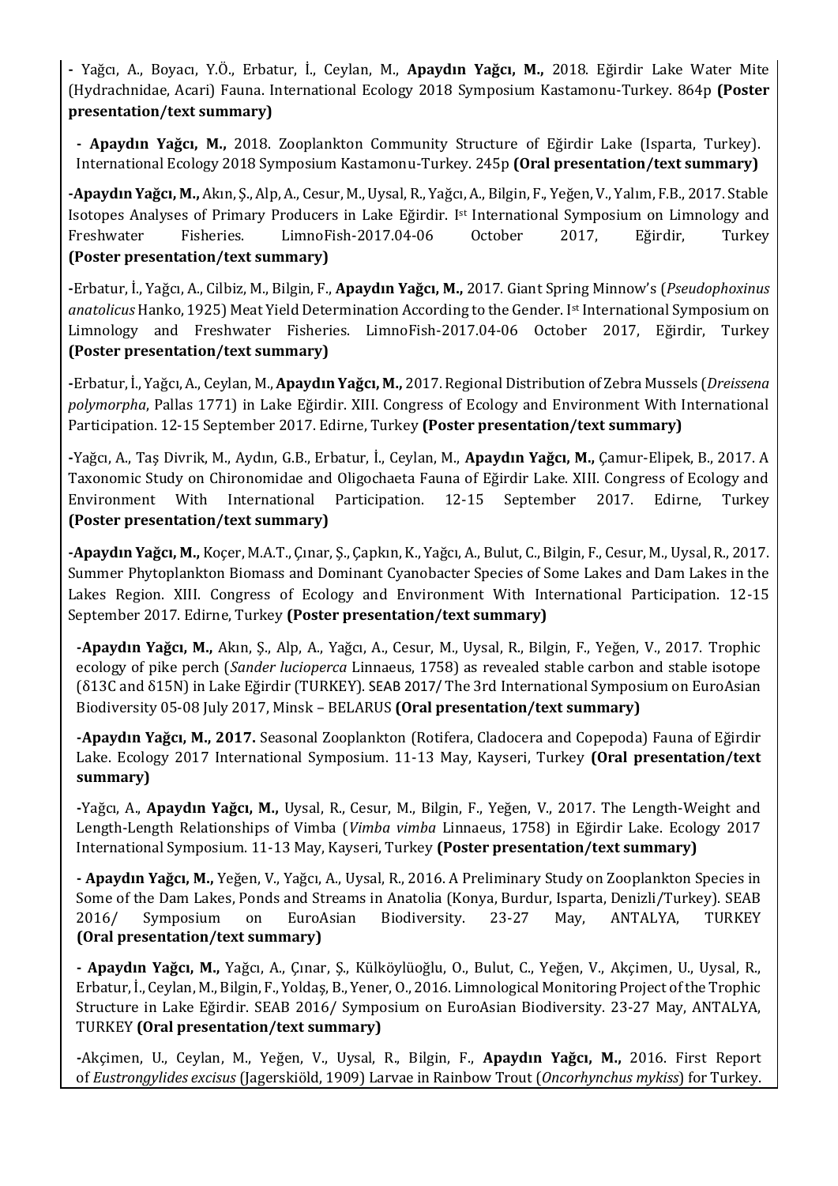**-** Yağcı, A., Boyacı, Y.Ö., Erbatur, İ., Ceylan, M., **Apaydın Yağcı, M.,** 2018. Eğirdir Lake Water Mite (Hydrachnidae, Acari) Fauna. International Ecology 2018 Symposium Kastamonu-Turkey. 864p **(Poster presentation/text summary)**

**- Apaydın Yağcı, M.,** 2018. Zooplankton Community Structure of Eğirdir Lake (Isparta, Turkey). International Ecology 2018 Symposium Kastamonu-Turkey. 245p **(Oral presentation/text summary)**

**-Apaydın Yağcı, M.,** Akın, Ş., Alp, A., Cesur, M., Uysal, R., Yağcı, A., Bilgin, F., Yeğen, V., Yalım, F.B., 2017. Stable Isotopes Analyses of Primary Producers in Lake Eğirdir. I[st] International Symposium on Limnology and Freshwater Fisheries. LimnoFish-2017.04-06 October 2017, Eğirdir, Turkey **(Poster presentation/text summary)**

**-**Erbatur, İ., Yağcı, A., Cilbiz, M., Bilgin, F., **Apaydın Yağcı, M.,** 2017. Giant Spring Minnow's (*Pseudophoxinus anatolicus* Hanko, 1925) Meat Yield Determination According to the Gender. I[st] International Symposium on Limnology and Freshwater Fisheries. LimnoFish-2017.04-06 October 2017, Eğirdir, Turkey **(Poster presentation/text summary)**

**-**Erbatur, İ., Yağcı, A., Ceylan, M., **Apaydın Yağcı, M.,** 2017. Regional Distribution of Zebra Mussels (*Dreissena polymorpha*, Pallas 1771) in Lake Eğirdir. XIII. Congress of Ecology and Environment With International Participation. 12-15 September 2017. Edirne, Turkey **(Poster presentation/text summary)**

**-**Yağcı, A., Taş Divrik, M., Aydın, G.B., Erbatur, İ., Ceylan, M., **Apaydın Yağcı, M.,** Çamur-Elipek, B., 2017. A Taxonomic Study on Chironomidae and Oligochaeta Fauna of Eğirdir Lake. XIII. Congress of Ecology and Environment With International Participation. 12-15 September 2017. Edirne, Turkey **(Poster presentation/text summary)**

**-Apaydın Yağcı, M.,** Koçer, M.A.T., Çınar, Ş., Çapkın, K., Yağcı, A., Bulut, C., Bilgin, F., Cesur, M., Uysal, R., 2017. Summer Phytoplankton Biomass and Dominant Cyanobacter Species of Some Lakes and Dam Lakes in the Lakes Region. XIII. Congress of Ecology and Environment With International Participation. 12-15 September 2017. Edirne, Turkey **(Poster presentation/text summary)**

**-Apaydın Yağcı, M.,** Akın, Ş., Alp, A., Yağcı, A., Cesur, M., Uysal, R., Bilgin, F., Yeğen, V., 2017. Trophic ecology of pike perch (*Sander lucioperca* Linnaeus, 1758) as revealed stable carbon and stable isotope (δ13C and δ15N) in Lake Eğirdir (TURKEY). SEAB 2017/ The 3rd International Symposium on EuroAsian Biodiversity 05-08 July 2017, Minsk – BELARUS **(Oral presentation/text summary)**

**-Apaydın Yağcı, M., 2017.** Seasonal Zooplankton (Rotifera, Cladocera and Copepoda) Fauna of Eğirdir Lake. Ecology 2017 International Symposium. 11-13 May, Kayseri, Turkey **(Oral presentation/text summary)**

**-**Yağcı, A., **Apaydın Yağcı, M.,** Uysal, R., Cesur, M., Bilgin, F., Yeğen, V., 2017. The Length-Weight and Length-Length Relationships of Vimba (*Vimba vimba* Linnaeus, 1758) in Eğirdir Lake. Ecology 2017 International Symposium. 11-13 May, Kayseri, Turkey **(Poster presentation/text summary)**

**- Apaydın Yağcı, M.,** Yeğen, V., Yağcı, A., Uysal, R., 2016. A Preliminary Study on Zooplankton Species in Some of the Dam Lakes, Ponds and Streams in Anatolia (Konya, Burdur, Isparta, Denizli/Turkey). SEAB 2016/ Symposium on EuroAsian Biodiversity. 23-27 May, ANTALYA, TURKEY **(Oral presentation/text summary)**

**- Apaydın Yağcı, M.,** Yağcı, A., Çınar, Ş., Külköylüoğlu, O., Bulut, C., Yeğen, V., Akçimen, U., Uysal, R., Erbatur, İ., Ceylan, M., Bilgin, F., Yoldaş, B., Yener, O., 2016. Limnological Monitoring Project of the Trophic Structure in Lake Eğirdir. SEAB 2016/ Symposium on EuroAsian Biodiversity. 23-27 May, ANTALYA, TURKEY **(Oral presentation/text summary)**

**-**Akçimen, U., Ceylan, M., Yeğen, V., Uysal, R., Bilgin, F., **Apaydın Yağcı, M.,** 2016. First Report of *Eustrongylides excisus* (Jagerskiöld, 1909) Larvae in Rainbow Trout (*Oncorhynchus mykiss*) for Turkey.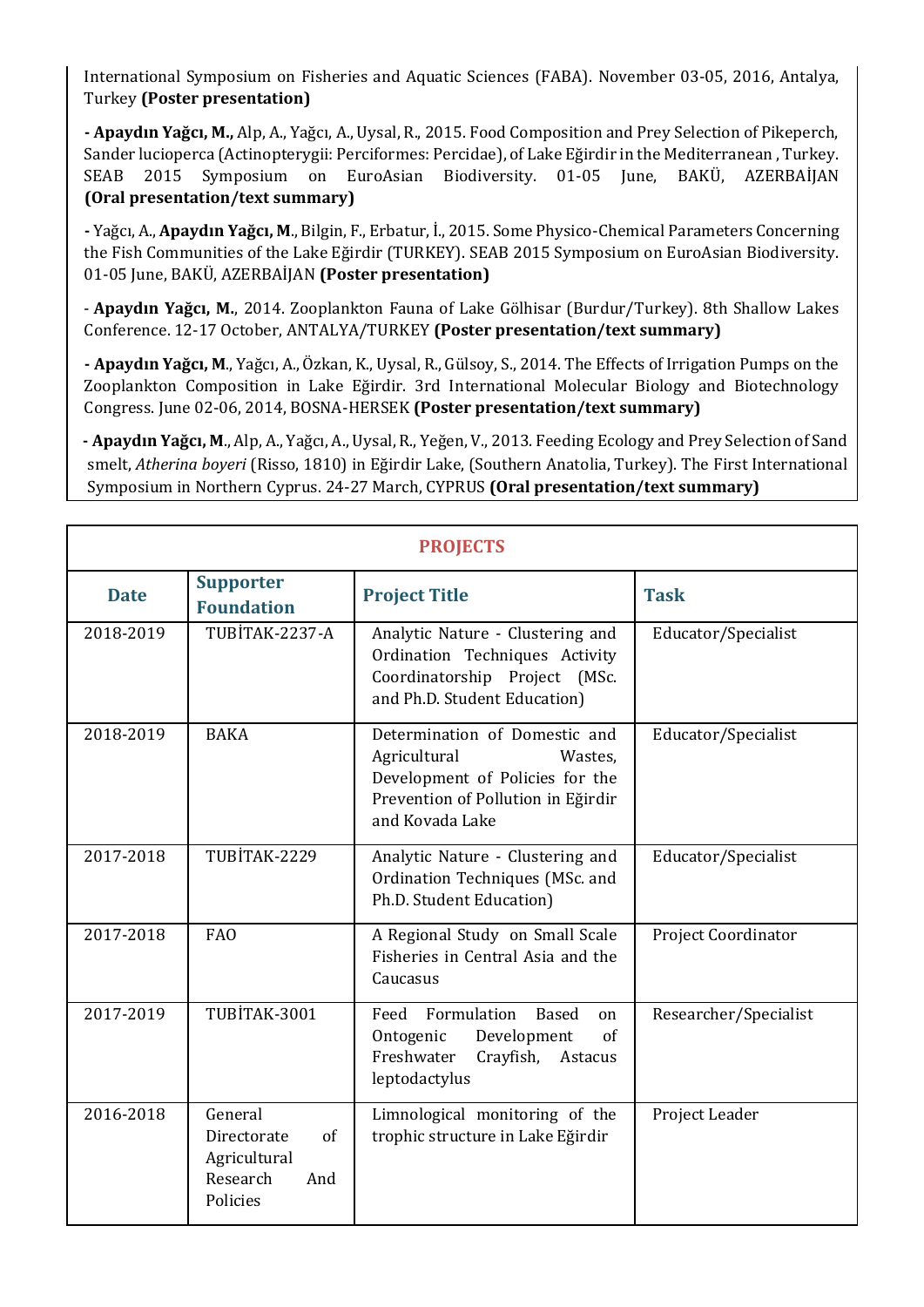International Symposium on Fisheries and Aquatic Sciences (FABA). November 03-05, 2016, Antalya, Turkey **(Poster presentation)**

**- Apaydın Yağcı, M.,** Alp, A., Yağcı, A., Uysal, R., 2015. Food Composition and Prey Selection of Pikeperch, Sander lucioperca (Actinopterygii: Perciformes: Percidae), of Lake Eğirdir in the Mediterranean , Turkey. SEAB 2015 Symposium on EuroAsian Biodiversity. 01-05 June, BAKÜ, AZERBAİJAN **(Oral presentation/text summary)**

**-** Yağcı, A., **Apaydın Yağcı, M**., Bilgin, F., Erbatur, İ., 2015. Some Physico-Chemical Parameters Concerning the Fish Communities of the Lake Eğirdir (TURKEY). SEAB 2015 Symposium on EuroAsian Biodiversity. 01-05 June, BAKÜ, AZERBAİJAN **(Poster presentation)**

- **Apaydın Yağcı, M.**, 2014. Zooplankton Fauna of Lake Gölhisar (Burdur/Turkey). 8th Shallow Lakes Conference. 12-17 October, ANTALYA/TURKEY **(Poster presentation/text summary)**

**- Apaydın Yağcı, M**., Yağcı, A., Özkan, K., Uysal, R., Gülsoy, S., 2014. The Effects of Irrigation Pumps on the Zooplankton Composition in Lake Eğirdir. 3rd International Molecular Biology and Biotechnology Congress. June 02-06, 2014, BOSNA-HERSEK **(Poster presentation/text summary)**

**- Apaydın Yağcı, M**., Alp, A., Yağcı, A., Uysal, R., Yeğen, V., 2013. Feeding Ecology and Prey Selection of Sand smelt, *Atherina boyeri* (Risso, 1810) in Eğirdir Lake, (Southern Anatolia, Turkey). The First International Symposium in Northern Cyprus. 24-27 March, CYPRUS **(Oral presentation/text summary)**

## PROJECTS

| Date | Supporter Foundation | Project Title | Task |
|---|---|---|---|
| 2018-2019 | TUBİTAK-2237-A | Analytic Nature - Clustering and Ordination Techniques Activity Coordinatorship Project (MSc. and Ph.D. Student Education) | Educator/Specialist |
| 2018-2019 | BAKA | Determination of Domestic and Agricultural Wastes, Development of Policies for the Prevention of Pollution in Eğirdir and Kovada Lake | Educator/Specialist |
| 2017-2018 | TUBİTAK-2229 | Analytic Nature - Clustering and Ordination Techniques (MSc. and Ph.D. Student Education) | Educator/Specialist |
| 2017-2018 | FAO | A Regional Study on Small Scale Fisheries in Central Asia and the Caucasus | Project Coordinator |
| 2017-2019 | TUBİTAK-3001 | Feed Formulation Based on Ontogenic Development of Freshwater Crayfish, Astacus leptodactylus | Researcher/Specialist |
| 2016-2018 | General Directorate of Agricultural Research And Policies | Limnological monitoring of the trophic structure in Lake Eğirdir | Project Leader |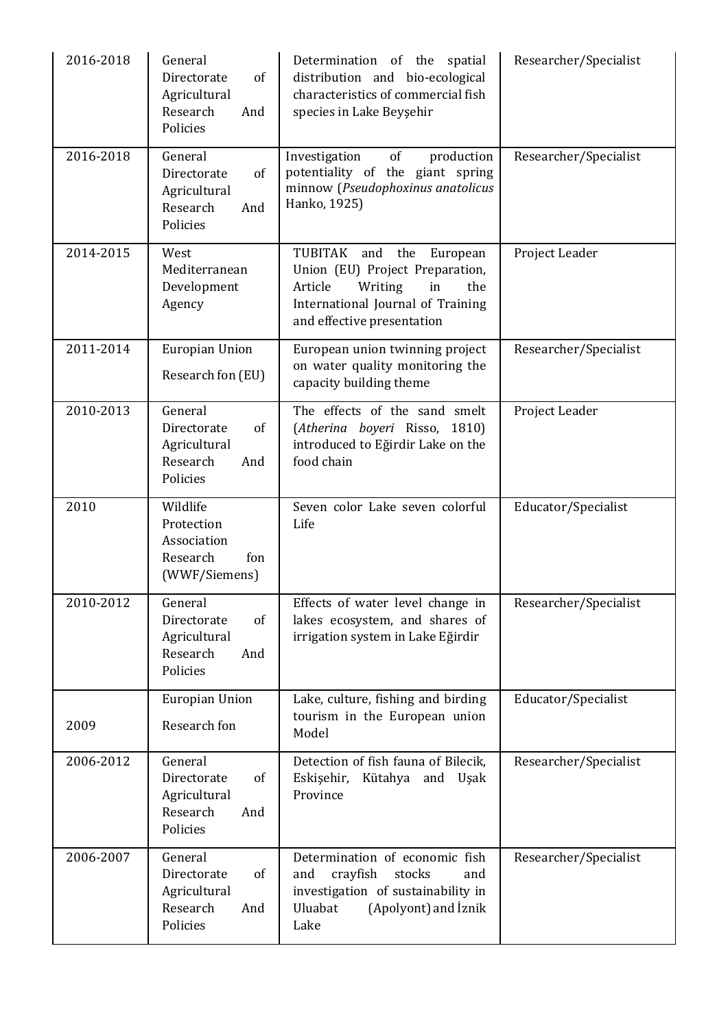| 2016-2018 | General Directorate of Agricultural Research And Policies | Determination of the spatial distribution and bio-ecological characteristics of commercial fish species in Lake Beyşehir | Researcher/Specialist |
|---|---|---|---|
| 2016-2018 | General Directorate of Agricultural Research And Policies | Investigation of production potentiality of the giant spring minnow (*Pseudophoxinus anatolicus* Hanko, 1925) | Researcher/Specialist |
| 2014-2015 | West Mediterranean Development Agency | TUBITAK and the European Union (EU) Project Preparation, Article Writing in the International Journal of Training and effective presentation | Project Leader |
| 2011-2014 | Europian Union Research fon (EU) | European union twinning project on water quality monitoring the capacity building theme | Researcher/Specialist |
| 2010-2013 | General Directorate of Agricultural Research And Policies | The effects of the sand smelt (*Atherina boyeri* Risso, 1810) introduced to Eğirdir Lake on the food chain | Project Leader |
| 2010 | Wildlife Protection Association Research fon (WWF/Siemens) | Seven color Lake seven colorful Life | Educator/Specialist |
| 2010-2012 | General Directorate of Agricultural Research And Policies | Effects of water level change in lakes ecosystem, and shares of irrigation system in Lake Eğirdir | Researcher/Specialist |
| 2009 | Europian Union Research fon | Lake, culture, fishing and birding tourism in the European union Model | Educator/Specialist |
| 2006-2012 | General Directorate of Agricultural Research And Policies | Detection of fish fauna of Bilecik, Eskişehir, Kütahya and Uşak Province | Researcher/Specialist |
| 2006-2007 | General Directorate of Agricultural Research And Policies | Determination of economic fish and crayfish stocks and investigation of sustainability in Uluabat (Apolyont) and İznik Lake | Researcher/Specialist |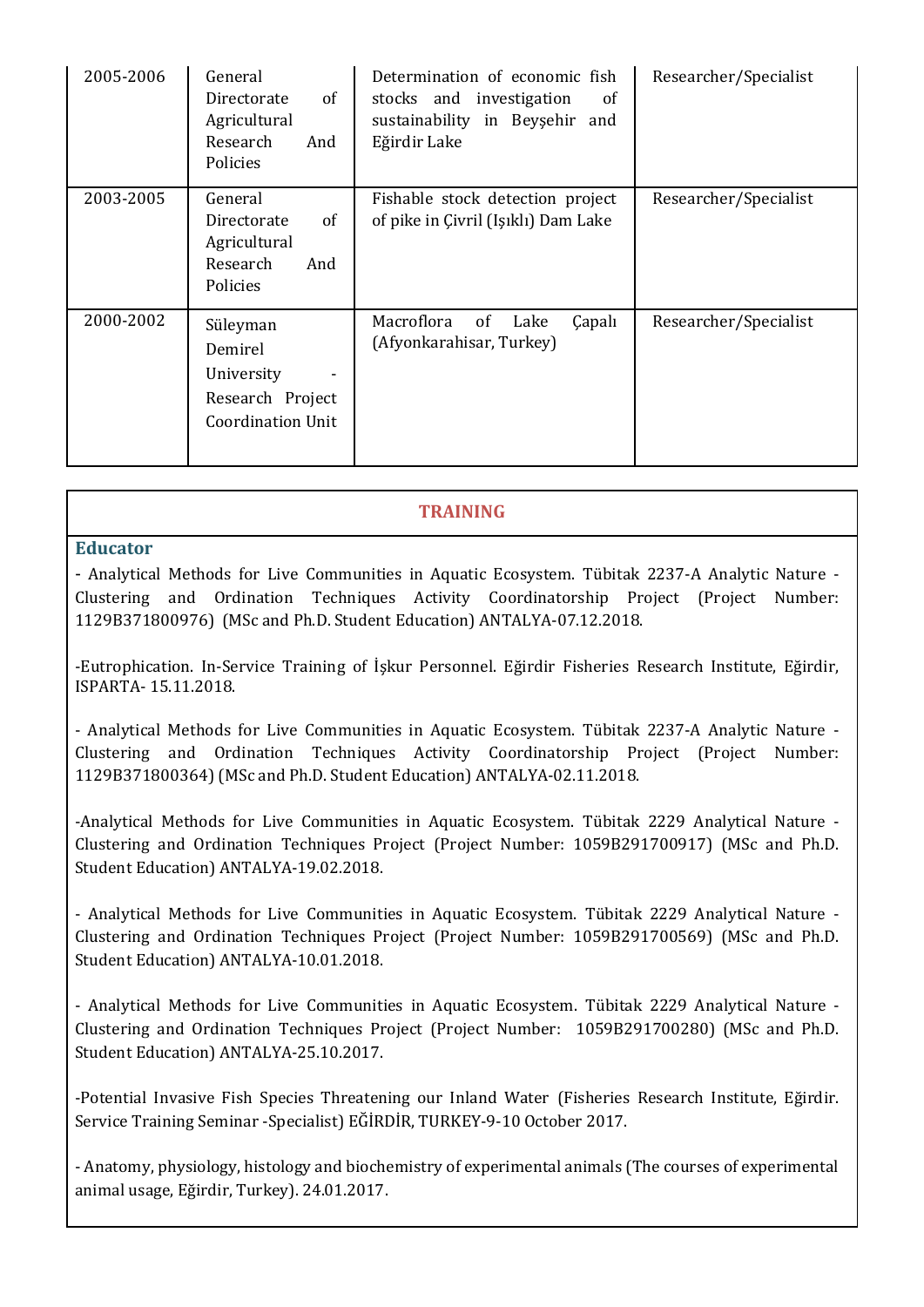| | | | |
|---|---|---|---|
| 2005-2006 | General Directorate of Agricultural Research And Policies | Determination of economic fish stocks and investigation of sustainability in Beyşehir and Eğirdir Lake | Researcher/Specialist |
| 2003-2005 | General Directorate of Agricultural Research And Policies | Fishable stock detection project of pike in Çivril (Işıklı) Dam Lake | Researcher/Specialist |
| 2000-2002 | Süleyman Demirel University - Research Project Coordination Unit | Macroflora of Lake Çapalı (Afyonkarahisar, Turkey) | Researcher/Specialist |

## TRAINING

### Educator

- Analytical Methods for Live Communities in Aquatic Ecosystem. Tübitak 2237-A Analytic Nature - Clustering and Ordination Techniques Activity Coordinatorship Project (Project Number: 1129B371800976) (MSc and Ph.D. Student Education) ANTALYA-07.12.2018.

-Eutrophication. In-Service Training of İşkur Personnel. Eğirdir Fisheries Research Institute, Eğirdir, ISPARTA- 15.11.2018.

- Analytical Methods for Live Communities in Aquatic Ecosystem. Tübitak 2237-A Analytic Nature - Clustering and Ordination Techniques Activity Coordinatorship Project (Project Number: 1129B371800364) (MSc and Ph.D. Student Education) ANTALYA-02.11.2018.

-Analytical Methods for Live Communities in Aquatic Ecosystem. Tübitak 2229 Analytical Nature - Clustering and Ordination Techniques Project (Project Number: 1059B291700917) (MSc and Ph.D. Student Education) ANTALYA-19.02.2018.

- Analytical Methods for Live Communities in Aquatic Ecosystem. Tübitak 2229 Analytical Nature - Clustering and Ordination Techniques Project (Project Number: 1059B291700569) (MSc and Ph.D. Student Education) ANTALYA-10.01.2018.

- Analytical Methods for Live Communities in Aquatic Ecosystem. Tübitak 2229 Analytical Nature - Clustering and Ordination Techniques Project (Project Number: 1059B291700280) (MSc and Ph.D. Student Education) ANTALYA-25.10.2017.

-Potential Invasive Fish Species Threatening our Inland Water (Fisheries Research Institute, Eğirdir. Service Training Seminar -Specialist) EĞİRDİR, TURKEY-9-10 October 2017.

- Anatomy, physiology, histology and biochemistry of experimental animals (The courses of experimental animal usage, Eğirdir, Turkey). 24.01.2017.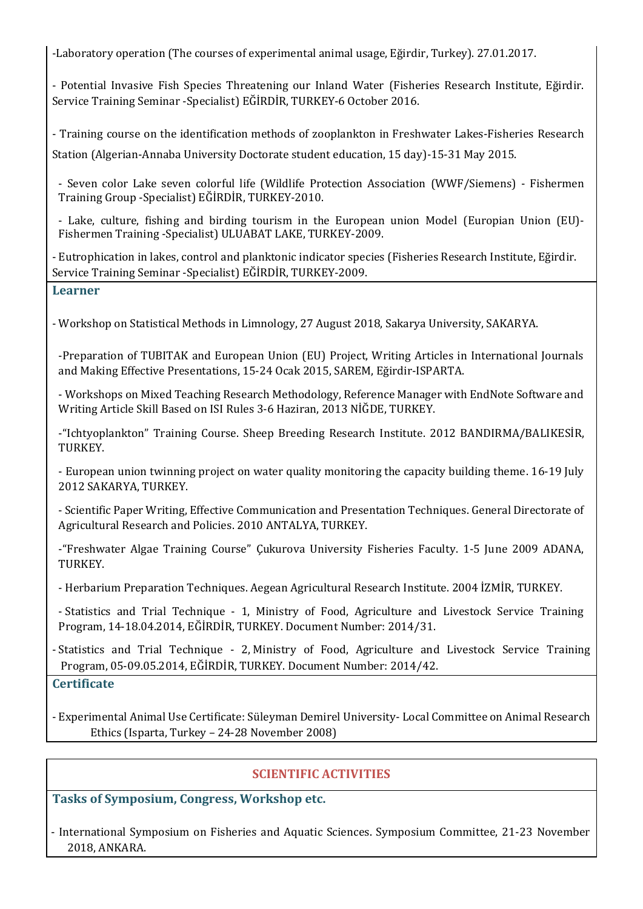-Laboratory operation (The courses of experimental animal usage, Eğirdir, Turkey). 27.01.2017.

- Potential Invasive Fish Species Threatening our Inland Water (Fisheries Research Institute, Eğirdir. Service Training Seminar -Specialist) EĞİRDİR, TURKEY-6 October 2016.

- Training course on the identification methods of zooplankton in Freshwater Lakes-Fisheries Research Station (Algerian-Annaba University Doctorate student education, 15 day)-15-31 May 2015.

- Seven color Lake seven colorful life (Wildlife Protection Association (WWF/Siemens) - Fishermen Training Group -Specialist) EĞİRDİR, TURKEY-2010.

- Lake, culture, fishing and birding tourism in the European union Model (Europian Union (EU)- Fishermen Training -Specialist) ULUABAT LAKE, TURKEY-2009.

- Eutrophication in lakes, control and planktonic indicator species (Fisheries Research Institute, Eğirdir. Service Training Seminar -Specialist) EĞİRDİR, TURKEY-2009.

**Learner**

- Workshop on Statistical Methods in Limnology, 27 August 2018, Sakarya University, SAKARYA.

-Preparation of TUBITAK and European Union (EU) Project, Writing Articles in International Journals and Making Effective Presentations, 15-24 Ocak 2015, SAREM, Eğirdir-ISPARTA.

- Workshops on Mixed Teaching Research Methodology, Reference Manager with EndNote Software and Writing Article Skill Based on ISI Rules 3-6 Haziran, 2013 NİĞDE, TURKEY.

-"Ichtyoplankton" Training Course. Sheep Breeding Research Institute. 2012 BANDIRMA/BALIKESİR, TURKEY.

- European union twinning project on water quality monitoring the capacity building theme. 16-19 July 2012 SAKARYA, TURKEY.

- Scientific Paper Writing, Effective Communication and Presentation Techniques. General Directorate of Agricultural Research and Policies. 2010 ANTALYA, TURKEY.

-"Freshwater Algae Training Course" Çukurova University Fisheries Faculty. 1-5 June 2009 ADANA, TURKEY.

- Herbarium Preparation Techniques. Aegean Agricultural Research Institute. 2004 İZMİR, TURKEY.

- Statistics and Trial Technique - 1, Ministry of Food, Agriculture and Livestock Service Training Program, 14-18.04.2014, EĞİRDİR, TURKEY. Document Number: 2014/31.

- Statistics and Trial Technique - 2, Ministry of Food, Agriculture and Livestock Service Training Program, 05-09.05.2014, EĞİRDİR, TURKEY. Document Number: 2014/42.

**Certificate**

- Experimental Animal Use Certificate: Süleyman Demirel University- Local Committee on Animal Research Ethics (Isparta, Turkey – 24-28 November 2008)

## SCIENTIFIC ACTIVITIES

**Tasks of Symposium, Congress, Workshop etc.**

- International Symposium on Fisheries and Aquatic Sciences. Symposium Committee, 21-23 November 2018, ANKARA.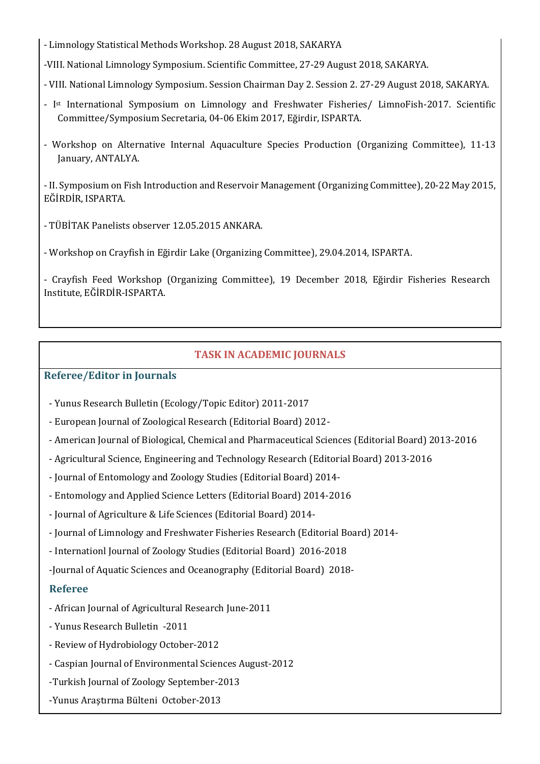- Limnology Statistical Methods Workshop. 28 August 2018, SAKARYA

-VIII. National Limnology Symposium. Scientific Committee, 27-29 August 2018, SAKARYA.

- VIII. National Limnology Symposium. Session Chairman Day 2. Session 2. 27-29 August 2018, SAKARYA.

- Ist International Symposium on Limnology and Freshwater Fisheries/ LimnoFish-2017. Scientific Committee/Symposium Secretaria, 04-06 Ekim 2017, Eğirdir, ISPARTA.

- Workshop on Alternative Internal Aquaculture Species Production (Organizing Committee), 11-13 January, ANTALYA.

- II. Symposium on Fish Introduction and Reservoir Management (Organizing Committee), 20-22 May 2015, EĞİRDİR, ISPARTA.

- TÜBİTAK Panelists observer 12.05.2015 ANKARA.

- Workshop on Crayfish in Eğirdir Lake (Organizing Committee), 29.04.2014, ISPARTA.

- Crayfish Feed Workshop (Organizing Committee), 19 December 2018, Eğirdir Fisheries Research Institute, EĞİRDİR-ISPARTA.

## TASK IN ACADEMIC JOURNALS

### Referee/Editor in Journals

- Yunus Research Bulletin (Ecology/Topic Editor) 2011-2017
- European Journal of Zoological Research (Editorial Board) 2012-
- American Journal of Biological, Chemical and Pharmaceutical Sciences (Editorial Board) 2013-2016
- Agricultural Science, Engineering and Technology Research (Editorial Board) 2013-2016
- Journal of Entomology and Zoology Studies (Editorial Board) 2014-
- Entomology and Applied Science Letters (Editorial Board) 2014-2016
- Journal of Agriculture & Life Sciences (Editorial Board) 2014-
- Journal of Limnology and Freshwater Fisheries Research (Editorial Board) 2014-
- Internationl Journal of Zoology Studies (Editorial Board) 2016-2018
- Journal of Aquatic Sciences and Oceanography (Editorial Board) 2018-

### Referee

- African Journal of Agricultural Research June-2011
- Yunus Research Bulletin -2011
- Review of Hydrobiology October-2012
- Caspian Journal of Environmental Sciences August-2012
- Turkish Journal of Zoology September-2013
- Yunus Araştırma Bülteni October-2013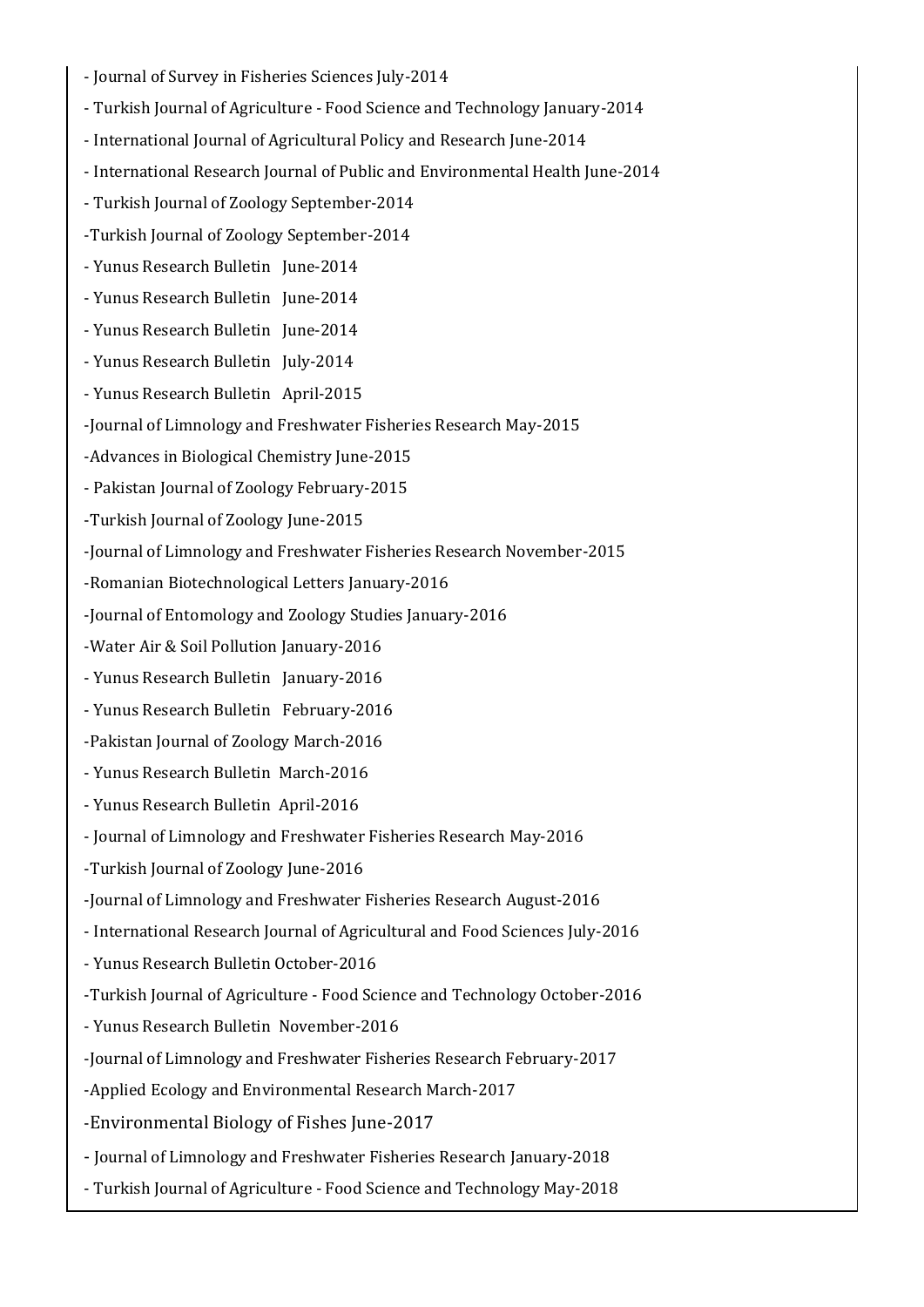- Journal of Survey in Fisheries Sciences July-2014
- Turkish Journal of Agriculture - Food Science and Technology January-2014
- International Journal of Agricultural Policy and Research June-2014
- International Research Journal of Public and Environmental Health June-2014
- Turkish Journal of Zoology September-2014
-Turkish Journal of Zoology September-2014
- Yunus Research Bulletin June-2014
- Yunus Research Bulletin June-2014
- Yunus Research Bulletin June-2014
- Yunus Research Bulletin July-2014
- Yunus Research Bulletin April-2015
-Journal of Limnology and Freshwater Fisheries Research May-2015
-Advances in Biological Chemistry June-2015
- Pakistan Journal of Zoology February-2015
-Turkish Journal of Zoology June-2015
-Journal of Limnology and Freshwater Fisheries Research November-2015
-Romanian Biotechnological Letters January-2016
-Journal of Entomology and Zoology Studies January-2016
-Water Air & Soil Pollution January-2016
- Yunus Research Bulletin January-2016
- Yunus Research Bulletin February-2016
-Pakistan Journal of Zoology March-2016
- Yunus Research Bulletin March-2016
- Yunus Research Bulletin April-2016
- Journal of Limnology and Freshwater Fisheries Research May-2016
-Turkish Journal of Zoology June-2016
-Journal of Limnology and Freshwater Fisheries Research August-2016
- International Research Journal of Agricultural and Food Sciences July-2016
- Yunus Research Bulletin October-2016
-Turkish Journal of Agriculture - Food Science and Technology October-2016
- Yunus Research Bulletin November-2016
-Journal of Limnology and Freshwater Fisheries Research February-2017
-Applied Ecology and Environmental Research March-2017
-Environmental Biology of Fishes June-2017
- Journal of Limnology and Freshwater Fisheries Research January-2018
- Turkish Journal of Agriculture - Food Science and Technology May-2018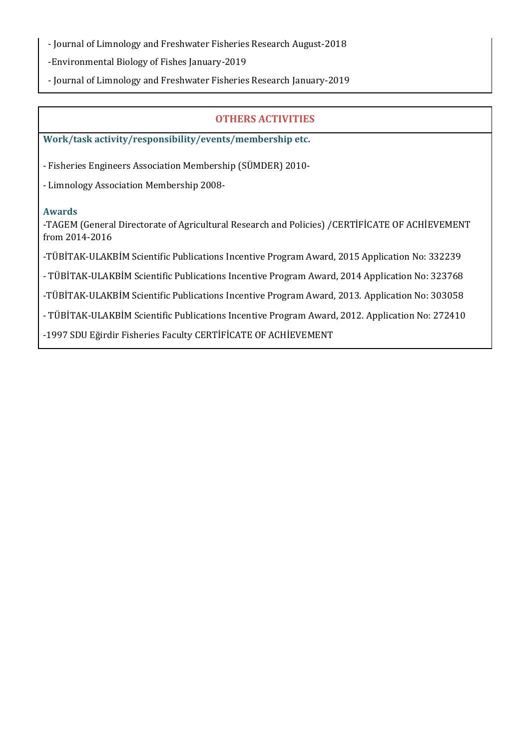- Journal of Limnology and Freshwater Fisheries Research August-2018

-Environmental Biology of Fishes January-2019

- Journal of Limnology and Freshwater Fisheries Research January-2019

## OTHERS ACTIVITIES

**Work/task activity/responsibility/events/membership etc.**

- Fisheries Engineers Association Membership (SÜMDER) 2010-

- Limnology Association Membership 2008-

**Awards**

-TAGEM (General Directorate of Agricultural Research and Policies) /CERTİFİCATE OF ACHİEVEMENT from 2014-2016

-TÜBİTAK-ULAKBİM Scientific Publications Incentive Program Award, 2015 Application No: 332239

- TÜBİTAK-ULAKBİM Scientific Publications Incentive Program Award, 2014 Application No: 323768

-TÜBİTAK-ULAKBİM Scientific Publications Incentive Program Award, 2013. Application No: 303058

- TÜBİTAK-ULAKBİM Scientific Publications Incentive Program Award, 2012. Application No: 272410

-1997 SDU Eğirdir Fisheries Faculty CERTİFİCATE OF ACHİEVEMENT